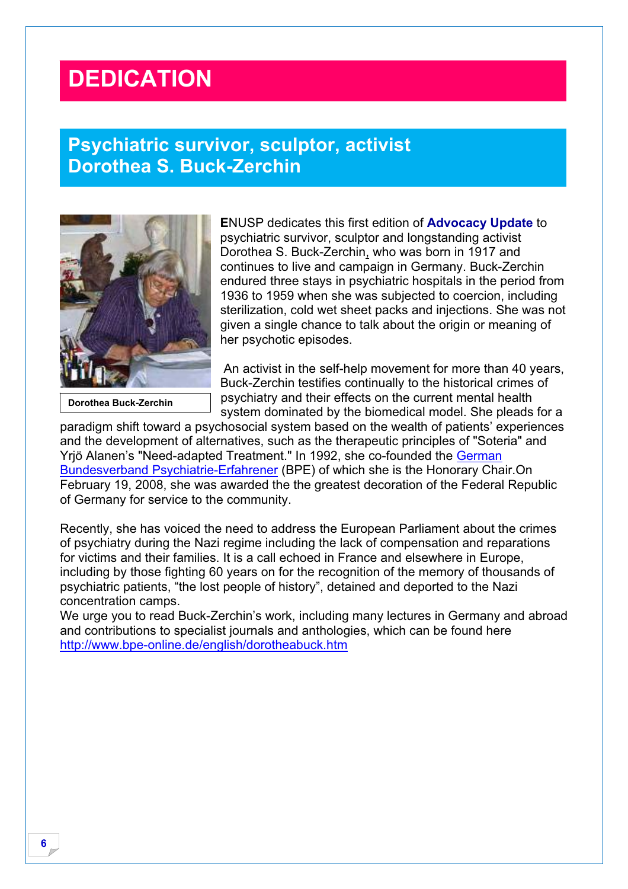# DEDICATION

## Psychiatric survivor, sculptor, activist Dorothea S. Buck-Zerchin

Dorothea Buck-Zerchin

**E**NUSP dedicates this first edition of **Advocacy Update** to psychiatric survivor, sculptor and longstanding activist Dorothea S. Buck-Zerchin, who was born in 1917 and continues to live and campaign in Germany. Buck-Zerchin endured three stays in psychiatric hospitals in the period from 1936 to 1959 when she was subjected to coercion, including sterilization, cold wet sheet packs and injections. She was not given a single chance to talk about the origin or meaning of her psychotic episodes.

An activist in the self-help movement for more than 40 years, Buck-Zerchin testifies continually to the historical crimes of psychiatry and their effects on the current mental health system dominated by the biomedical model. She pleads for a paradigm shift toward a psychosocial system based on the wealth of patients' experiences and the development of alternatives, such as the therapeutic principles of "Soteria" and Yrjö Alanen's "Need-adapted Treatment." In 1992, she co-founded the German Bundesverband Psychiatrie-Erfahrener (BPE) of which she is the Honorary Chair.On February 19, 2008, she was awarded the the greatest decoration of the Federal Republic of Germany for service to the community.

Recently, she has voiced the need to address the European Parliament about the crimes of psychiatry during the Nazi regime including the lack of compensation and reparations for victims and their families. It is a call echoed in France and elsewhere in Europe, including by those fighting 60 years on for the recognition of the memory of thousands of psychiatric patients, "the lost people of history", detained and deported to the Nazi concentration camps.

We urge you to read Buck-Zerchin's work, including many lectures in Germany and abroad and contributions to specialist journals and anthologies, which can be found here http://www.bpe-online.de/english/dorotheabuck.htm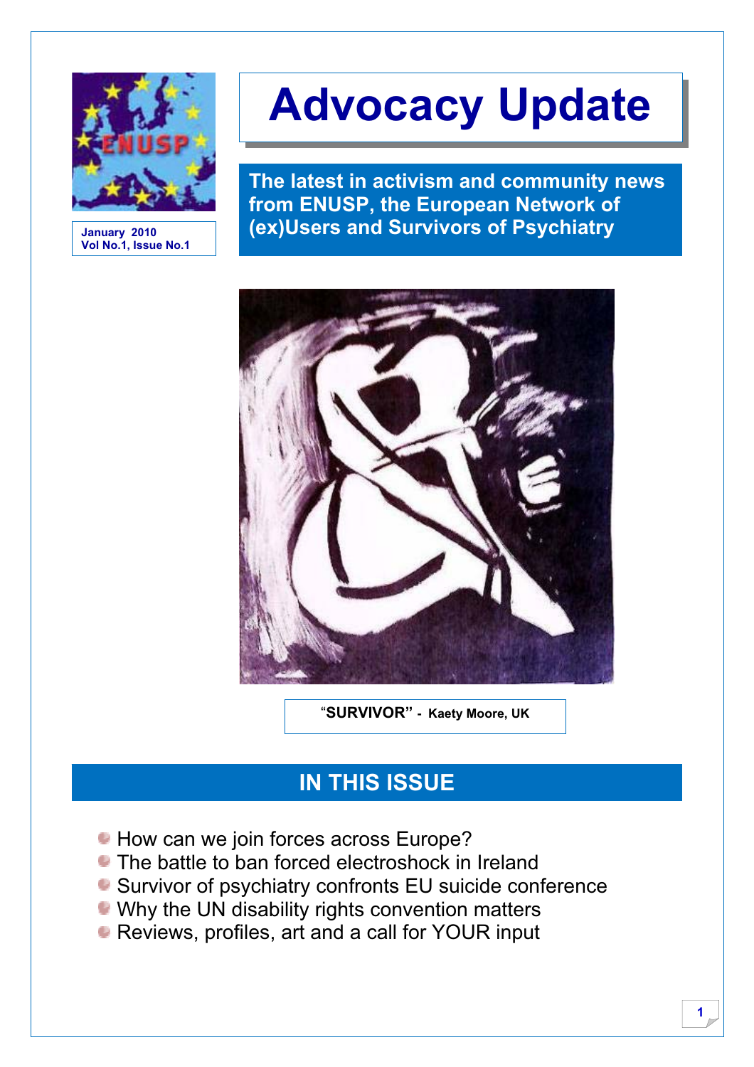January 2010
Vol No.1, Issue No.1

# Advocacy Update

**The latest in activism and community news from ENUSP, the European Network of (ex)Users and Survivors of Psychiatry**

"**SURVIVOR"** - **Kaety Moore, UK**

## IN THIS ISSUE

- How can we join forces across Europe?
- The battle to ban forced electroshock in Ireland
- Survivor of psychiatry confronts EU suicide conference
- Why the UN disability rights convention matters
- Reviews, profiles, art and a call for YOUR input